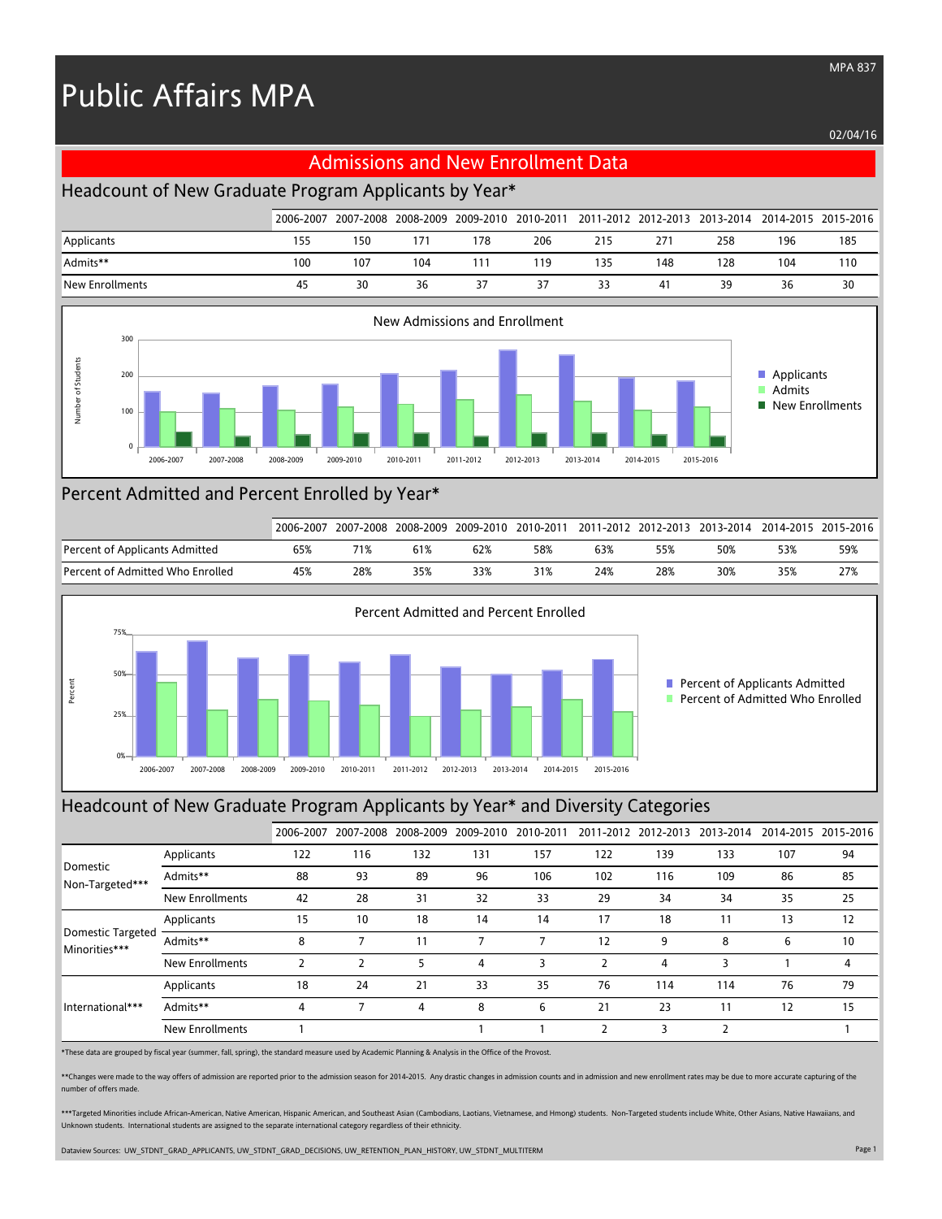# Public Affairs MPA

MPA 837

02/04/16

## Admissions and New Enrollment Data

### Headcount of New Graduate Program Applicants by Year*

| | 2006-2007 | 2007-2008 | 2008-2009 | 2009-2010 | 2010-2011 | 2011-2012 | 2012-2013 | 2013-2014 | 2014-2015 | 2015-2016 |
|---|---|---|---|---|---|---|---|---|---|---|
| Applicants | 155 | 150 | 171 | 178 | 206 | 215 | 271 | 258 | 196 | 185 |
| Admits** | 100 | 107 | 104 | 111 | 119 | 135 | 148 | 128 | 104 | 110 |
| New Enrollments | 45 | 30 | 36 | 37 | 37 | 33 | 41 | 39 | 36 | 30 |

### Percent Admitted and Percent Enrolled by Year*

| | 2006-2007 | 2007-2008 | 2008-2009 | 2009-2010 | 2010-2011 | 2011-2012 | 2012-2013 | 2013-2014 | 2014-2015 | 2015-2016 |
|---|---|---|---|---|---|---|---|---|---|---|
| Percent of Applicants Admitted | 65% | 71% | 61% | 62% | 58% | 63% | 55% | 50% | 53% | 59% |
| Percent of Admitted Who Enrolled | 45% | 28% | 35% | 33% | 31% | 24% | 28% | 30% | 35% | 27% |

### Headcount of New Graduate Program Applicants by Year* and Diversity Categories

| | | 2006-2007 | 2007-2008 | 2008-2009 | 2009-2010 | 2010-2011 | 2011-2012 | 2012-2013 | 2013-2014 | 2014-2015 | 2015-2016 |
|---|---|---|---|---|---|---|---|---|---|---|---|
| Domestic Non-Targeted*** | Applicants | 122 | 116 | 132 | 131 | 157 | 122 | 139 | 133 | 107 | 94 |
| | Admits** | 88 | 93 | 89 | 96 | 106 | 102 | 116 | 109 | 86 | 85 |
| | New Enrollments | 42 | 28 | 31 | 32 | 33 | 29 | 34 | 34 | 35 | 25 |
| Domestic Targeted Minorities*** | Applicants | 15 | 10 | 18 | 14 | 14 | 17 | 18 | 11 | 13 | 12 |
| | Admits** | 8 | 7 | 11 | 7 | 7 | 12 | 9 | 8 | 6 | 10 |
| | New Enrollments | 2 | 2 | 5 | 4 | 3 | 2 | 4 | 3 | 1 | 4 |
| International*** | Applicants | 18 | 24 | 21 | 33 | 35 | 76 | 114 | 114 | 76 | 79 |
| | Admits** | 4 | 7 | 4 | 8 | 6 | 21 | 23 | 11 | 12 | 15 |
| | New Enrollments | 1 | | | 1 | 1 | 2 | 3 | 2 | | 1 |

*These data are grouped by fiscal year (summer, fall, spring), the standard measure used by Academic Planning & Analysis in the Office of the Provost.

**Changes were made to the way offers of admission are reported prior to the admission season for 2014-2015. Any drastic changes in admission counts and in admission and new enrollment rates may be due to more accurate capturing of the number of offers made.

***Targeted Minorities include African-American, Native American, Hispanic American, and Southeast Asian (Cambodians, Laotians, Vietnamese, and Hmong) students. Non-Targeted students include White, Other Asians, Native Hawaiians, and Unknown students. International students are assigned to the separate international category regardless of their ethnicity.

Dataview Sources: UW_STDNT_GRAD_APPLICANTS, UW_STDNT_GRAD_DECISIONS, UW_RETENTION_PLAN_HISTORY, UW_STDNT_MULTITERM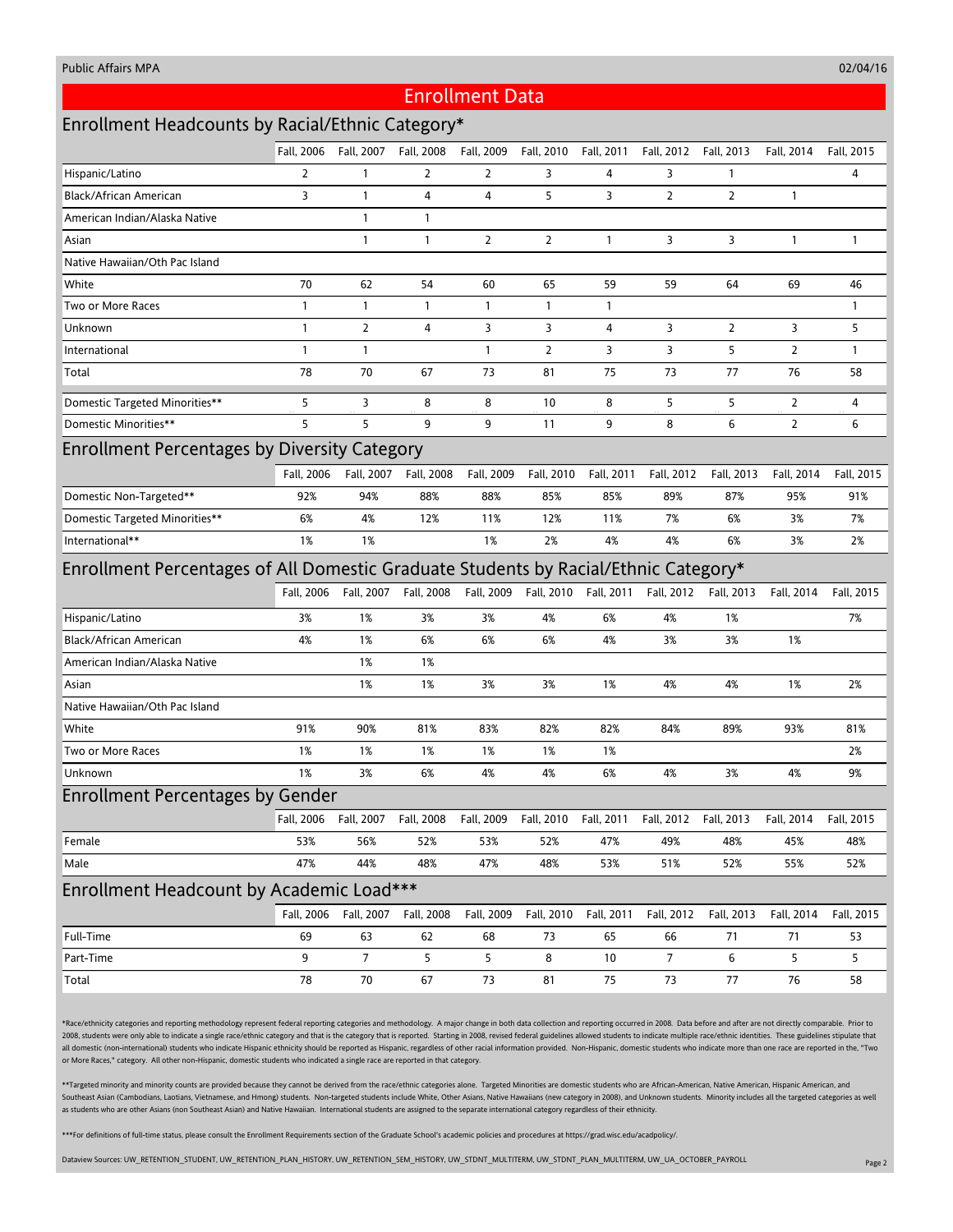# Enrollment Data

## Enrollment Headcounts by Racial/Ethnic Category*

| | Fall, 2006 | Fall, 2007 | Fall, 2008 | Fall, 2009 | Fall, 2010 | Fall, 2011 | Fall, 2012 | Fall, 2013 | Fall, 2014 | Fall, 2015 |
|---|---|---|---|---|---|---|---|---|---|---|
| Hispanic/Latino | 2 | 1 | 2 | 2 | 3 | 4 | 3 | 1 | | 4 |
| Black/African American | 3 | 1 | 4 | 4 | 5 | 3 | 2 | 2 | 1 | |
| American Indian/Alaska Native | | 1 | 1 | | | | | | | |
| Asian | | 1 | 1 | 2 | 2 | 1 | 3 | 3 | 1 | 1 |
| Native Hawaiian/Oth Pac Island | | | | | | | | | | |
| White | 70 | 62 | 54 | 60 | 65 | 59 | 59 | 64 | 69 | 46 |
| Two or More Races | 1 | 1 | 1 | 1 | 1 | 1 | | | | 1 |
| Unknown | 1 | 2 | 4 | 3 | 3 | 4 | 3 | 2 | 3 | 5 |
| International | 1 | 1 | | 1 | 2 | 3 | 3 | 5 | 2 | 1 |
| Total | 78 | 70 | 67 | 73 | 81 | 75 | 73 | 77 | 76 | 58 |
| Domestic Targeted Minorities** | 5 | 3 | 8 | 8 | 10 | 8 | 5 | 5 | 2 | 4 |
| Domestic Minorities** | 5 | 5 | 9 | 9 | 11 | 9 | 8 | 6 | 2 | 6 |

## Enrollment Percentages by Diversity Category

| | Fall, 2006 | Fall, 2007 | Fall, 2008 | Fall, 2009 | Fall, 2010 | Fall, 2011 | Fall, 2012 | Fall, 2013 | Fall, 2014 | Fall, 2015 |
|---|---|---|---|---|---|---|---|---|---|---|
| Domestic Non-Targeted** | 92% | 94% | 88% | 88% | 85% | 85% | 89% | 87% | 95% | 91% |
| Domestic Targeted Minorities** | 6% | 4% | 12% | 11% | 12% | 11% | 7% | 6% | 3% | 7% |
| International** | 1% | 1% | | 1% | 2% | 4% | 4% | 6% | 3% | 2% |

## Enrollment Percentages of All Domestic Graduate Students by Racial/Ethnic Category*

| | Fall, 2006 | Fall, 2007 | Fall, 2008 | Fall, 2009 | Fall, 2010 | Fall, 2011 | Fall, 2012 | Fall, 2013 | Fall, 2014 | Fall, 2015 |
|---|---|---|---|---|---|---|---|---|---|---|
| Hispanic/Latino | 3% | 1% | 3% | 3% | 4% | 6% | 4% | 1% | | 7% |
| Black/African American | 4% | 1% | 6% | 6% | 6% | 4% | 3% | 3% | 1% | |
| American Indian/Alaska Native | | 1% | 1% | | | | | | | |
| Asian | | 1% | 1% | 3% | 3% | 1% | 4% | 4% | 1% | 2% |
| Native Hawaiian/Oth Pac Island | | | | | | | | | | |
| White | 91% | 90% | 81% | 83% | 82% | 82% | 84% | 89% | 93% | 81% |
| Two or More Races | 1% | 1% | 1% | 1% | 1% | 1% | | | | 2% |
| Unknown | 1% | 3% | 6% | 4% | 4% | 6% | 4% | 3% | 4% | 9% |

## Enrollment Percentages by Gender

| | Fall, 2006 | Fall, 2007 | Fall, 2008 | Fall, 2009 | Fall, 2010 | Fall, 2011 | Fall, 2012 | Fall, 2013 | Fall, 2014 | Fall, 2015 |
|---|---|---|---|---|---|---|---|---|---|---|
| Female | 53% | 56% | 52% | 53% | 52% | 47% | 49% | 48% | 45% | 48% |
| Male | 47% | 44% | 48% | 47% | 48% | 53% | 51% | 52% | 55% | 52% |

## Enrollment Headcount by Academic Load***

| | Fall, 2006 | Fall, 2007 | Fall, 2008 | Fall, 2009 | Fall, 2010 | Fall, 2011 | Fall, 2012 | Fall, 2013 | Fall, 2014 | Fall, 2015 |
|---|---|---|---|---|---|---|---|---|---|---|
| Full-Time | 69 | 63 | 62 | 68 | 73 | 65 | 66 | 71 | 71 | 53 |
| Part-Time | 9 | 7 | 5 | 5 | 8 | 10 | 7 | 6 | 5 | 5 |
| Total | 78 | 70 | 67 | 73 | 81 | 75 | 73 | 77 | 76 | 58 |

*Race/ethnicity categories and reporting methodology represent federal reporting categories and methodology. A major change in both data collection and reporting occurred in 2008. Data before and after are not directly comparable. Prior to 2008, students were only able to indicate a single race/ethnic category and that is the category that is reported. Starting in 2008, revised federal guidelines allowed students to indicate multiple race/ethnic identities. These guidelines stipulate that all domestic (non-international) students who indicate Hispanic ethnicity should be reported as Hispanic, regardless of other racial information provided. Non-Hispanic, domestic students who indicate more than one race are reported in the, "Two or More Races," category. All other non-Hispanic, domestic students who indicated a single race are reported in that category.

**Targeted minority and minority counts are provided because they cannot be derived from the race/ethnic categories alone. Targeted Minorities are domestic students who are African-American, Native American, Hispanic American, and Southeast Asian (Cambodians, Laotians, Vietnamese, and Hmong) students. Non-targeted students include White, Other Asians, Native Hawaiians (new category in 2008), and Unknown students. Minority includes all the targeted categories as well as students who are other Asians (non Southeast Asian) and Native Hawaiian. International students are assigned to the separate international category regardless of their ethnicity.

***For definitions of full-time status, please consult the Enrollment Requirements section of the Graduate School's academic policies and procedures at https://grad.wisc.edu/acadpolicy/.

Dataview Sources: UW_RETENTION_STUDENT, UW_RETENTION_PLAN_HISTORY, UW_RETENTION_SEM_HISTORY, UW_STDNT_MULTITERM, UW_STDNT_PLAN_MULTITERM, UW_UA_OCTOBER_PAYROLL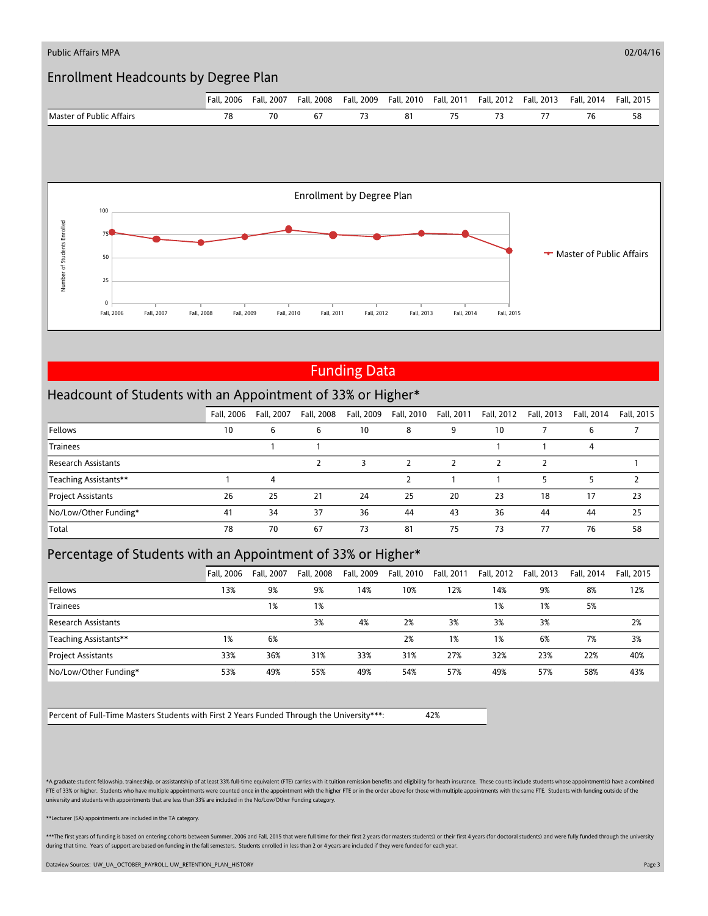Public Affairs MPA

02/04/16

## Enrollment Headcounts by Degree Plan

| | Fall, 2006 | Fall, 2007 | Fall, 2008 | Fall, 2009 | Fall, 2010 | Fall, 2011 | Fall, 2012 | Fall, 2013 | Fall, 2014 | Fall, 2015 |
|---|---|---|---|---|---|---|---|---|---|---|
| Master of Public Affairs | 78 | 70 | 67 | 73 | 81 | 75 | 73 | 77 | 76 | 58 |

Enrollment by Degree Plan

# Funding Data

## Headcount of Students with an Appointment of 33% or Higher*

| | Fall, 2006 | Fall, 2007 | Fall, 2008 | Fall, 2009 | Fall, 2010 | Fall, 2011 | Fall, 2012 | Fall, 2013 | Fall, 2014 | Fall, 2015 |
|---|---|---|---|---|---|---|---|---|---|---|
| Fellows | 10 | 6 | 6 | 10 | 8 | 9 | 10 | 7 | 6 | 7 |
| Trainees | | 1 | 1 | | | | 1 | 1 | 4 | |
| Research Assistants | | | 2 | 3 | 2 | 2 | 2 | 2 | | 1 |
| Teaching Assistants** | 1 | 4 | | | 2 | 1 | 1 | 5 | 5 | 2 |
| Project Assistants | 26 | 25 | 21 | 24 | 25 | 20 | 23 | 18 | 17 | 23 |
| No/Low/Other Funding* | 41 | 34 | 37 | 36 | 44 | 43 | 36 | 44 | 44 | 25 |
| Total | 78 | 70 | 67 | 73 | 81 | 75 | 73 | 77 | 76 | 58 |

## Percentage of Students with an Appointment of 33% or Higher*

| | Fall, 2006 | Fall, 2007 | Fall, 2008 | Fall, 2009 | Fall, 2010 | Fall, 2011 | Fall, 2012 | Fall, 2013 | Fall, 2014 | Fall, 2015 |
|---|---|---|---|---|---|---|---|---|---|---|
| Fellows | 13% | 9% | 9% | 14% | 10% | 12% | 14% | 9% | 8% | 12% |
| Trainees | | 1% | 1% | | | | 1% | 1% | 5% | |
| Research Assistants | | | 3% | 4% | 2% | 3% | 3% | 3% | | 2% |
| Teaching Assistants** | 1% | 6% | | | 2% | 1% | 1% | 6% | 7% | 3% |
| Project Assistants | 33% | 36% | 31% | 33% | 31% | 27% | 32% | 23% | 22% | 40% |
| No/Low/Other Funding* | 53% | 49% | 55% | 49% | 54% | 57% | 49% | 57% | 58% | 43% |

| Percent of Full-Time Masters Students with First 2 Years Funded Through the University***: | 42% |
|---|---|

*A graduate student fellowship, traineeship, or assistantship of at least 33% full-time equivalent (FTE) carries with it tuition remission benefits and eligibility for heath insurance. These counts include students whose appointment(s) have a combined FTE of 33% or higher. Students who have multiple appointments were counted once in the appointment with the higher FTE or in the order above for those with multiple appointments with the same FTE. Students with funding outside of the university and students with appointments that are less than 33% are included in the No/Low/Other Funding category.

**Lecturer (SA) appointments are included in the TA category.

***The first years of funding is based on entering cohorts between Summer, 2006 and Fall, 2015 that were full time for their first 2 years (for masters students) or their first 4 years (for doctoral students) and were fully funded through the university during that time. Years of support are based on funding in the fall semesters. Students enrolled in less than 2 or 4 years are included if they were funded for each year.

Dataview Sources: UW_UA_OCTOBER_PAYROLL, UW_RETENTION_PLAN_HISTORY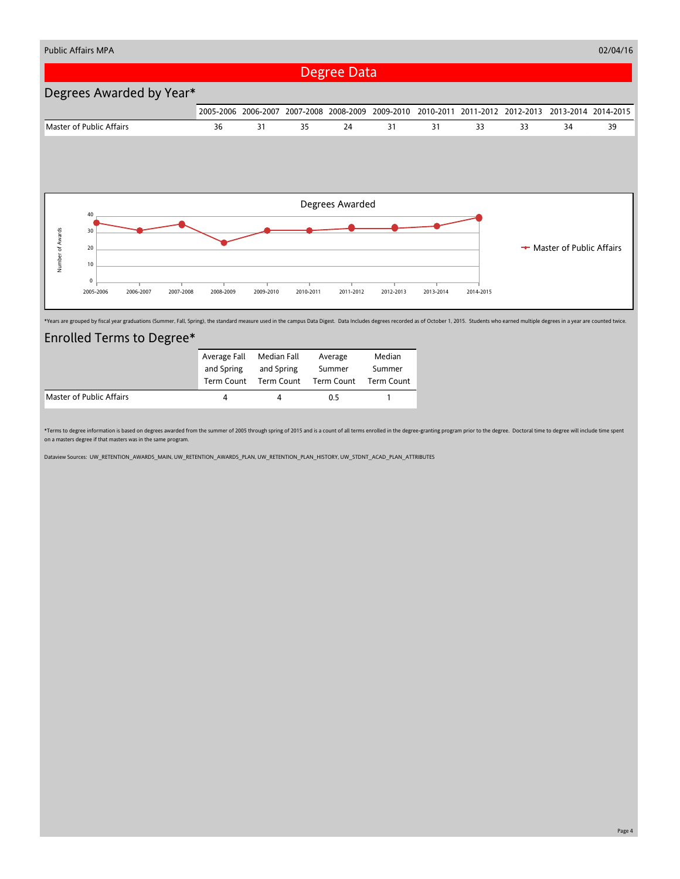## Degree Data

### Degrees Awarded by Year*

| | 2005-2006 | 2006-2007 | 2007-2008 | 2008-2009 | 2009-2010 | 2010-2011 | 2011-2012 | 2012-2013 | 2013-2014 | 2014-2015 |
|---|---|---|---|---|---|---|---|---|---|---|
| Master of Public Affairs | 36 | 31 | 35 | 24 | 31 | 31 | 33 | 33 | 34 | 39 |

Degrees Awarded

Number of Awards

0
10
20
30
40

2005-2006
2006-2007
2007-2008
2008-2009
2009-2010
2010-2011
2011-2012
2012-2013
2013-2014
2014-2015

Master of Public Affairs

*Years are grouped by fiscal year graduations (Summer, Fall, Spring), the standard measure used in the campus Data Digest. Data Includes degrees recorded as of October 1, 2015. Students who earned multiple degrees in a year are counted twice.

### Enrolled Terms to Degree*

| | Average Fall and Spring Term Count | Median Fall and Spring Term Count | Average Summer Term Count | Median Summer Term Count |
|---|---|---|---|---|
| Master of Public Affairs | 4 | 4 | 0.5 | 1 |

*Terms to degree information is based on degrees awarded from the summer of 2005 through spring of 2015 and is a count of all terms enrolled in the degree-granting program prior to the degree. Doctoral time to degree will include time spent on a masters degree if that masters was in the same program.

Dataview Sources: UW_RETENTION_AWARDS_MAIN, UW_RETENTION_AWARDS_PLAN, UW_RETENTION_PLAN_HISTORY, UW_STDNT_ACAD_PLAN_ATTRIBUTES